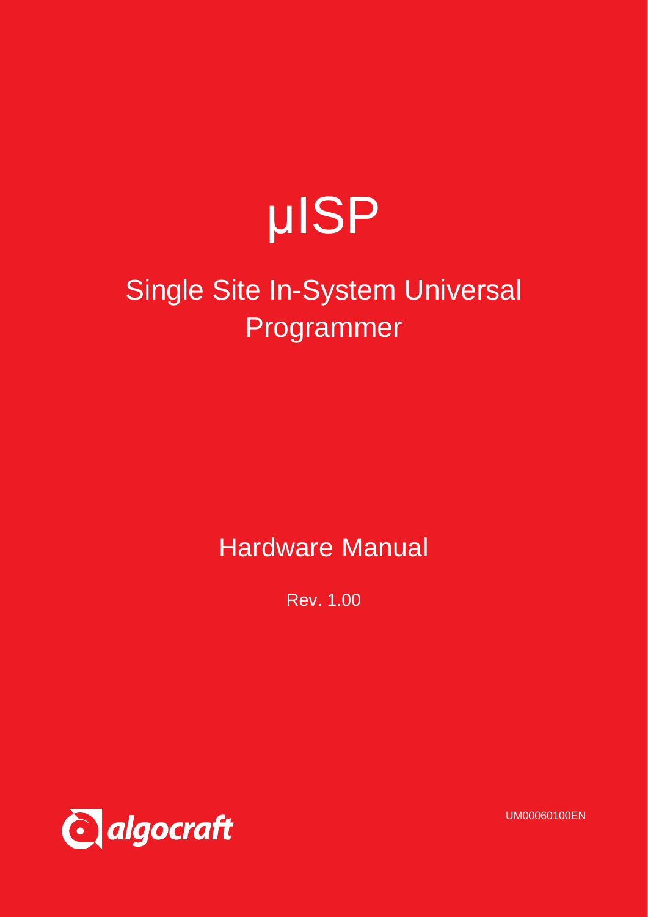# µISP

## Single Site In-System Universal Programmer

## Hardware Manual

Rev. 1.00

algocraft

UM00060100EN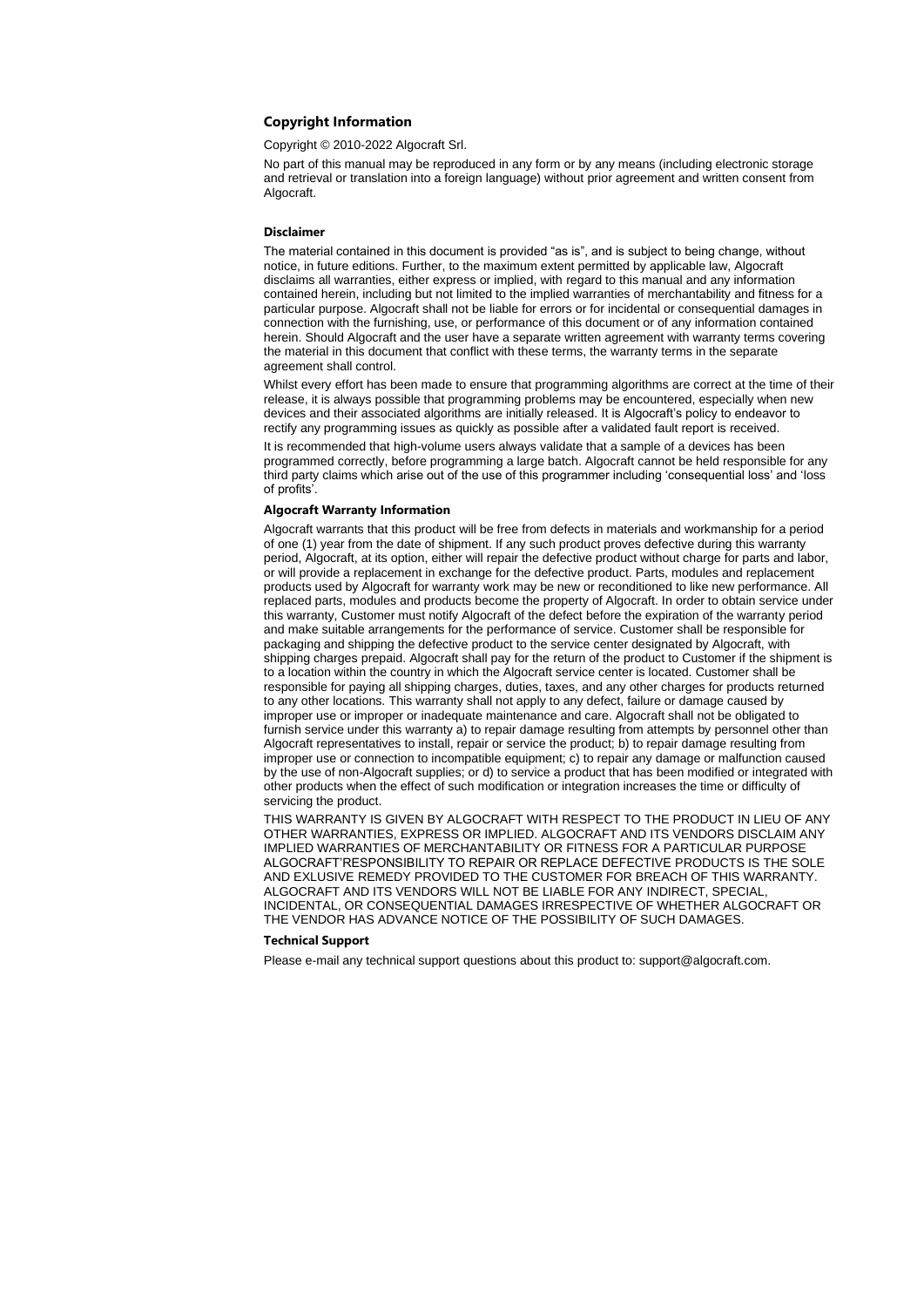## Copyright Information

Copyright © 2010-2022 Algocraft Srl.

No part of this manual may be reproduced in any form or by any means (including electronic storage and retrieval or translation into a foreign language) without prior agreement and written consent from Algocraft.

### Disclaimer

The material contained in this document is provided "as is", and is subject to being change, without notice, in future editions. Further, to the maximum extent permitted by applicable law, Algocraft disclaims all warranties, either express or implied, with regard to this manual and any information contained herein, including but not limited to the implied warranties of merchantability and fitness for a particular purpose. Algocraft shall not be liable for errors or for incidental or consequential damages in connection with the furnishing, use, or performance of this document or of any information contained herein. Should Algocraft and the user have a separate written agreement with warranty terms covering the material in this document that conflict with these terms, the warranty terms in the separate agreement shall control.

Whilst every effort has been made to ensure that programming algorithms are correct at the time of their release, it is always possible that programming problems may be encountered, especially when new devices and their associated algorithms are initially released. It is Algocraft's policy to endeavor to rectify any programming issues as quickly as possible after a validated fault report is received.

It is recommended that high-volume users always validate that a sample of a devices has been programmed correctly, before programming a large batch. Algocraft cannot be held responsible for any third party claims which arise out of the use of this programmer including 'consequential loss' and 'loss of profits'.

### Algocraft Warranty Information

Algocraft warrants that this product will be free from defects in materials and workmanship for a period of one (1) year from the date of shipment. If any such product proves defective during this warranty period, Algocraft, at its option, either will repair the defective product without charge for parts and labor, or will provide a replacement in exchange for the defective product. Parts, modules and replacement products used by Algocraft for warranty work may be new or reconditioned to like new performance. All replaced parts, modules and products become the property of Algocraft. In order to obtain service under this warranty, Customer must notify Algocraft of the defect before the expiration of the warranty period and make suitable arrangements for the performance of service. Customer shall be responsible for packaging and shipping the defective product to the service center designated by Algocraft, with shipping charges prepaid. Algocraft shall pay for the return of the product to Customer if the shipment is to a location within the country in which the Algocraft service center is located. Customer shall be responsible for paying all shipping charges, duties, taxes, and any other charges for products returned to any other locations. This warranty shall not apply to any defect, failure or damage caused by improper use or improper or inadequate maintenance and care. Algocraft shall not be obligated to furnish service under this warranty a) to repair damage resulting from attempts by personnel other than Algocraft representatives to install, repair or service the product; b) to repair damage resulting from improper use or connection to incompatible equipment; c) to repair any damage or malfunction caused by the use of non-Algocraft supplies; or d) to service a product that has been modified or integrated with other products when the effect of such modification or integration increases the time or difficulty of servicing the product.

THIS WARRANTY IS GIVEN BY ALGOCRAFT WITH RESPECT TO THE PRODUCT IN LIEU OF ANY OTHER WARRANTIES, EXPRESS OR IMPLIED. ALGOCRAFT AND ITS VENDORS DISCLAIM ANY IMPLIED WARRANTIES OF MERCHANTABILITY OR FITNESS FOR A PARTICULAR PURPOSE ALGOCRAFT'RESPONSIBILITY TO REPAIR OR REPLACE DEFECTIVE PRODUCTS IS THE SOLE AND EXLUSIVE REMEDY PROVIDED TO THE CUSTOMER FOR BREACH OF THIS WARRANTY. ALGOCRAFT AND ITS VENDORS WILL NOT BE LIABLE FOR ANY INDIRECT, SPECIAL, INCIDENTAL, OR CONSEQUENTIAL DAMAGES IRRESPECTIVE OF WHETHER ALGOCRAFT OR THE VENDOR HAS ADVANCE NOTICE OF THE POSSIBILITY OF SUCH DAMAGES.

### Technical Support

Please e-mail any technical support questions about this product to: support@algocraft.com.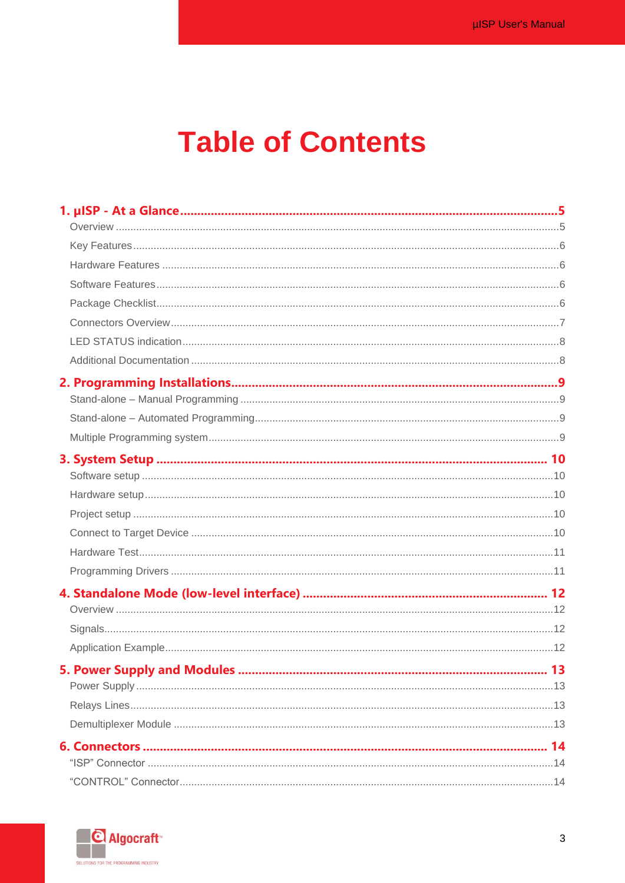# Table of Contents

**1. µISP - At a Glance ........................................................ 5**

Overview ........................................................ 5

Key Features ........................................................ 6

Hardware Features ........................................................ 6

Software Features ........................................................ 6

Package Checklist ........................................................ 6

Connectors Overview ........................................................ 7

LED STATUS indication ........................................................ 8

Additional Documentation ........................................................ 8

**2. Programming Installations ........................................................ 9**

Stand-alone – Manual Programming ........................................................ 9

Stand-alone – Automated Programming ........................................................ 9

Multiple Programming system ........................................................ 9

**3. System Setup ........................................................ 10**

Software setup ........................................................ 10

Hardware setup ........................................................ 10

Project setup ........................................................ 10

Connect to Target Device ........................................................ 10

Hardware Test ........................................................ 11

Programming Drivers ........................................................ 11

**4. Standalone Mode (low-level interface) ........................................................ 12**

Overview ........................................................ 12

Signals ........................................................ 12

Application Example ........................................................ 12

**5. Power Supply and Modules ........................................................ 13**

Power Supply ........................................................ 13

Relays Lines ........................................................ 13

Demultiplexer Module ........................................................ 13

**6. Connectors ........................................................ 14**

“ISP” Connector ........................................................ 14

“CONTROL” Connector ........................................................ 14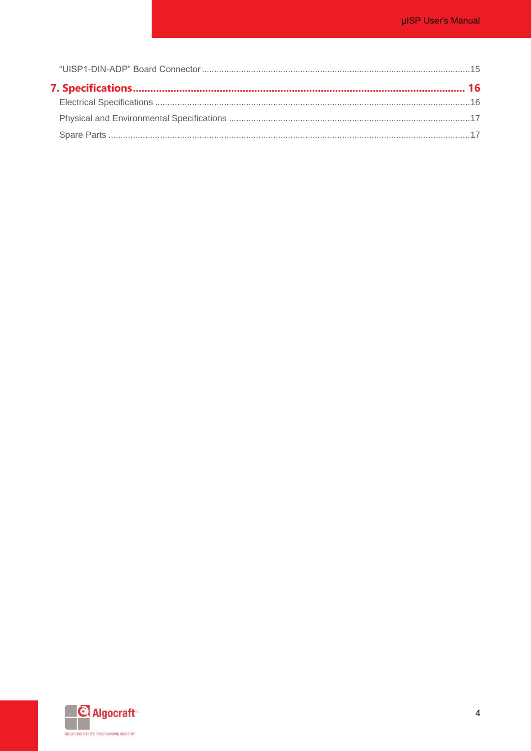“UISP1-DIN-ADP” Board Connector ............................................................................................................15

**7. Specifications ........................................................................................................................ 16**

Electrical Specifications ...............................................................................................................................16

Physical and Environmental Specifications ..................................................................................................17

Spare Parts ..................................................................................................................................................17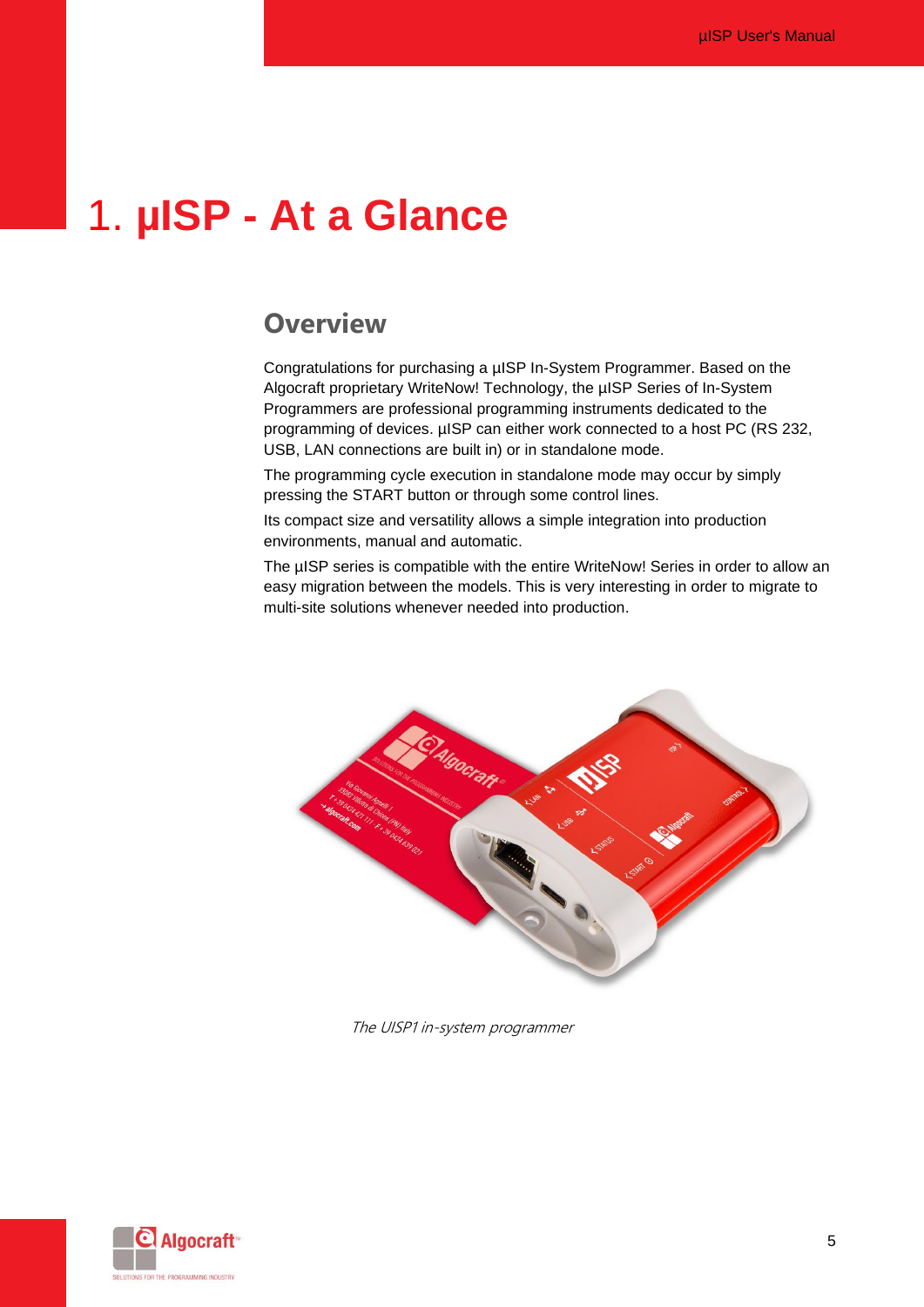# 1. µISP - At a Glance

## Overview

Congratulations for purchasing a µISP In-System Programmer. Based on the Algocraft proprietary WriteNow! Technology, the µISP Series of In-System Programmers are professional programming instruments dedicated to the programming of devices. µISP can either work connected to a host PC (RS 232, USB, LAN connections are built in) or in standalone mode.

The programming cycle execution in standalone mode may occur by simply pressing the START button or through some control lines.

Its compact size and versatility allows a simple integration into production environments, manual and automatic.

The µISP series is compatible with the entire WriteNow! Series in order to allow an easy migration between the models. This is very interesting in order to migrate to multi-site solutions whenever needed into production.

*The UISP1 in-system programmer*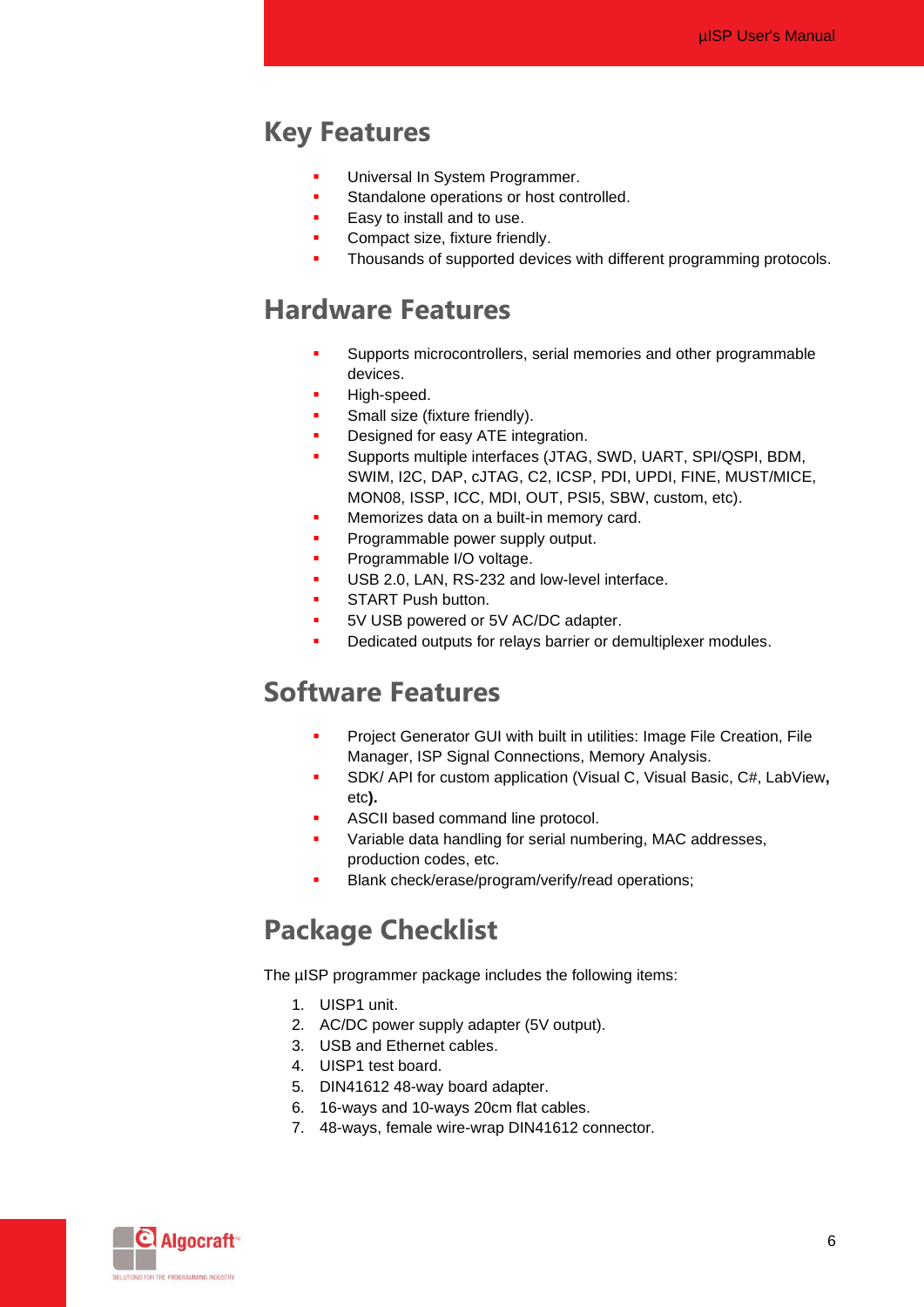# Key Features

- Universal In System Programmer.
- Standalone operations or host controlled.
- Easy to install and to use.
- Compact size, fixture friendly.
- Thousands of supported devices with different programming protocols.

# Hardware Features

- Supports microcontrollers, serial memories and other programmable devices.
- High-speed.
- Small size (fixture friendly).
- Designed for easy ATE integration.
- Supports multiple interfaces (JTAG, SWD, UART, SPI/QSPI, BDM, SWIM, I2C, DAP, cJTAG, C2, ICSP, PDI, UPDI, FINE, MUST/MICE, MON08, ISSP, ICC, MDI, OUT, PSI5, SBW, custom, etc).
- Memorizes data on a built-in memory card.
- Programmable power supply output.
- Programmable I/O voltage.
- USB 2.0, LAN, RS-232 and low-level interface.
- START Push button.
- 5V USB powered or 5V AC/DC adapter.
- Dedicated outputs for relays barrier or demultiplexer modules.

# Software Features

- Project Generator GUI with built in utilities: Image File Creation, File Manager, ISP Signal Connections, Memory Analysis.
- SDK/ API for custom application (Visual C, Visual Basic, C#, LabView**,** etc**).**
- ASCII based command line protocol.
- Variable data handling for serial numbering, MAC addresses, production codes, etc.
- Blank check/erase/program/verify/read operations;

# Package Checklist

The µISP programmer package includes the following items:

1. UISP1 unit.
2. AC/DC power supply adapter (5V output).
3. USB and Ethernet cables.
4. UISP1 test board.
5. DIN41612 48-way board adapter.
6. 16-ways and 10-ways 20cm flat cables.
7. 48-ways, female wire-wrap DIN41612 connector.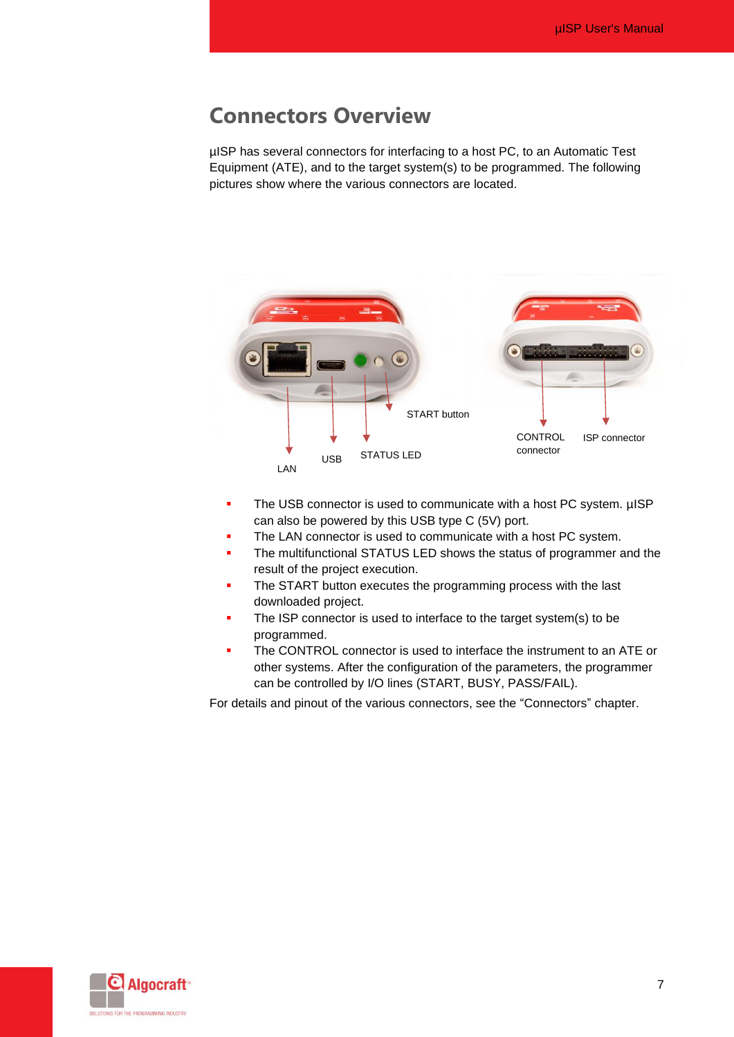# Connectors Overview

µISP has several connectors for interfacing to a host PC, to an Automatic Test Equipment (ATE), and to the target system(s) to be programmed. The following pictures show where the various connectors are located.

START button

LAN USB STATUS LED

CONTROL connector ISP connector

- The USB connector is used to communicate with a host PC system. µISP can also be powered by this USB type C (5V) port.
- The LAN connector is used to communicate with a host PC system.
- The multifunctional STATUS LED shows the status of programmer and the result of the project execution.
- The START button executes the programming process with the last downloaded project.
- The ISP connector is used to interface to the target system(s) to be programmed.
- The CONTROL connector is used to interface the instrument to an ATE or other systems. After the configuration of the parameters, the programmer can be controlled by I/O lines (START, BUSY, PASS/FAIL).

For details and pinout of the various connectors, see the “Connectors” chapter.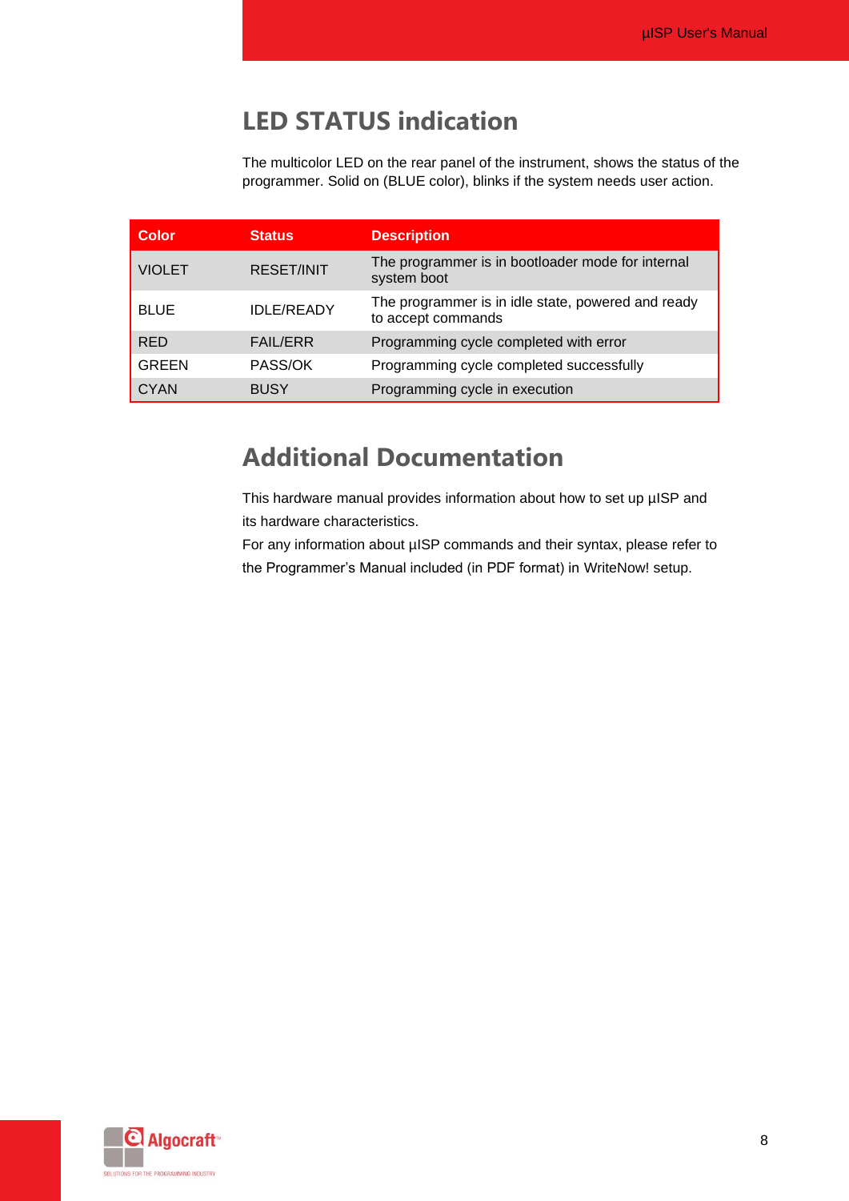## LED STATUS indication

The multicolor LED on the rear panel of the instrument, shows the status of the programmer. Solid on (BLUE color), blinks if the system needs user action.

| Color | Status | Description |
|---|---|---|
| VIOLET | RESET/INIT | The programmer is in bootloader mode for internal system boot |
| BLUE | IDLE/READY | The programmer is in idle state, powered and ready to accept commands |
| RED | FAIL/ERR | Programming cycle completed with error |
| GREEN | PASS/OK | Programming cycle completed successfully |
| CYAN | BUSY | Programming cycle in execution |

## Additional Documentation

This hardware manual provides information about how to set up µISP and its hardware characteristics.
For any information about µISP commands and their syntax, please refer to the Programmer's Manual included (in PDF format) in WriteNow! setup.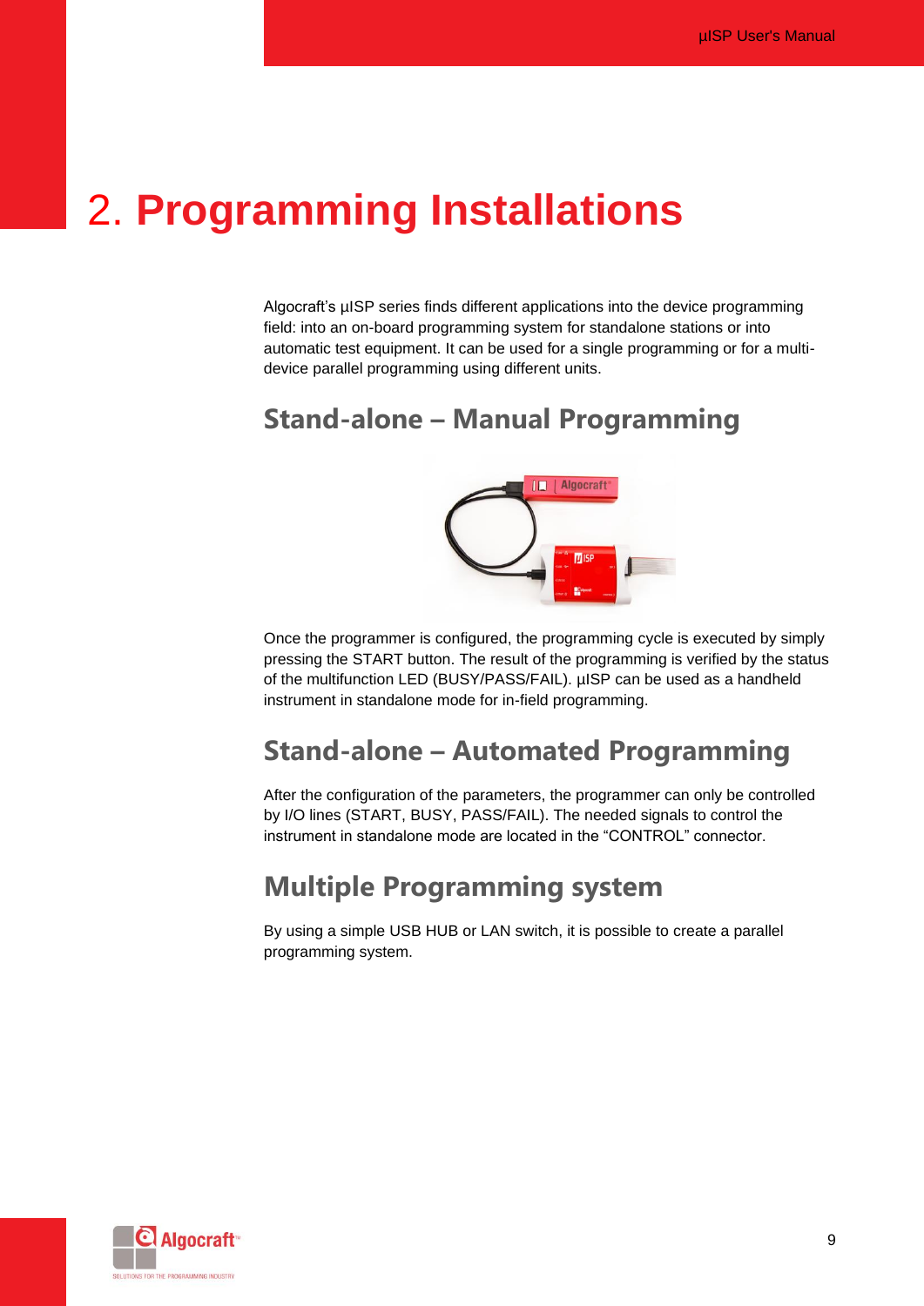# 2. Programming Installations

Algocraft's µISP series finds different applications into the device programming field: into an on-board programming system for standalone stations or into automatic test equipment. It can be used for a single programming or for a multi-device parallel programming using different units.

## Stand-alone – Manual Programming

Once the programmer is configured, the programming cycle is executed by simply pressing the START button. The result of the programming is verified by the status of the multifunction LED (BUSY/PASS/FAIL). µISP can be used as a handheld instrument in standalone mode for in-field programming.

## Stand-alone – Automated Programming

After the configuration of the parameters, the programmer can only be controlled by I/O lines (START, BUSY, PASS/FAIL). The needed signals to control the instrument in standalone mode are located in the "CONTROL" connector.

## Multiple Programming system

By using a simple USB HUB or LAN switch, it is possible to create a parallel programming system.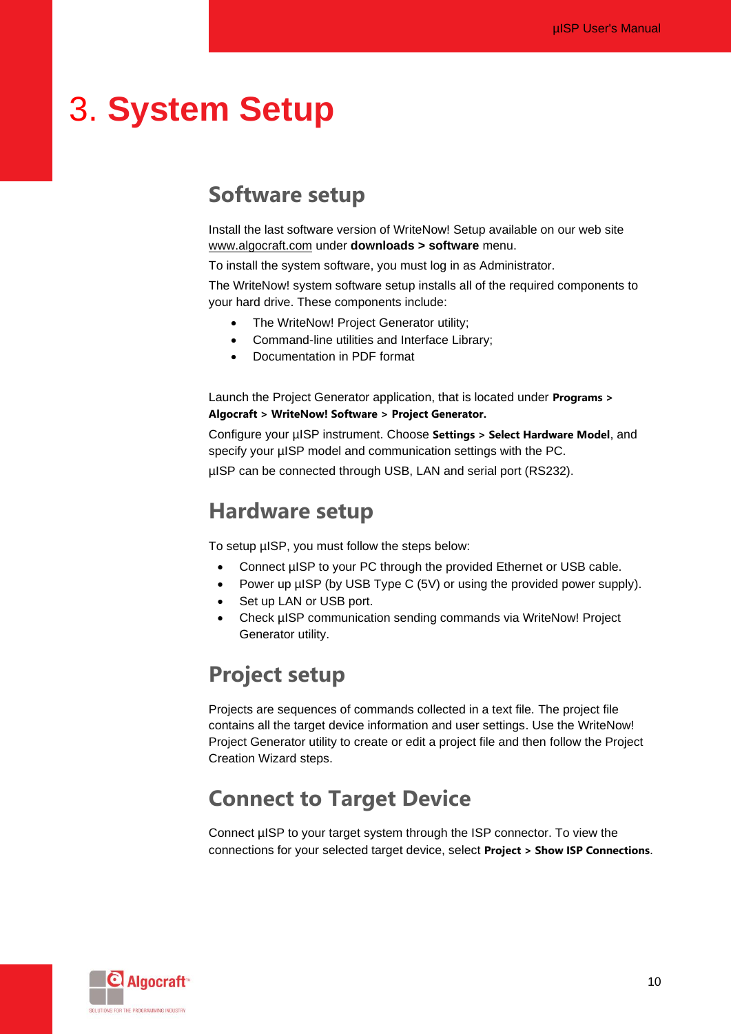# 3. System Setup

## Software setup

Install the last software version of WriteNow! Setup available on our web site www.algocraft.com under **downloads > software** menu.

To install the system software, you must log in as Administrator.

The WriteNow! system software setup installs all of the required components to your hard drive. These components include:

- The WriteNow! Project Generator utility;
- Command-line utilities and Interface Library;
- Documentation in PDF format

Launch the Project Generator application, that is located under **Programs > Algocraft > WriteNow! Software > Project Generator.**

Configure your µISP instrument. Choose **Settings > Select Hardware Model**, and specify your µISP model and communication settings with the PC.

µISP can be connected through USB, LAN and serial port (RS232).

## Hardware setup

To setup µISP, you must follow the steps below:

- Connect µISP to your PC through the provided Ethernet or USB cable.
- Power up µISP (by USB Type C (5V) or using the provided power supply).
- Set up LAN or USB port.
- Check µISP communication sending commands via WriteNow! Project Generator utility.

## Project setup

Projects are sequences of commands collected in a text file. The project file contains all the target device information and user settings. Use the WriteNow! Project Generator utility to create or edit a project file and then follow the Project Creation Wizard steps.

## Connect to Target Device

Connect µISP to your target system through the ISP connector. To view the connections for your selected target device, select **Project > Show ISP Connections**.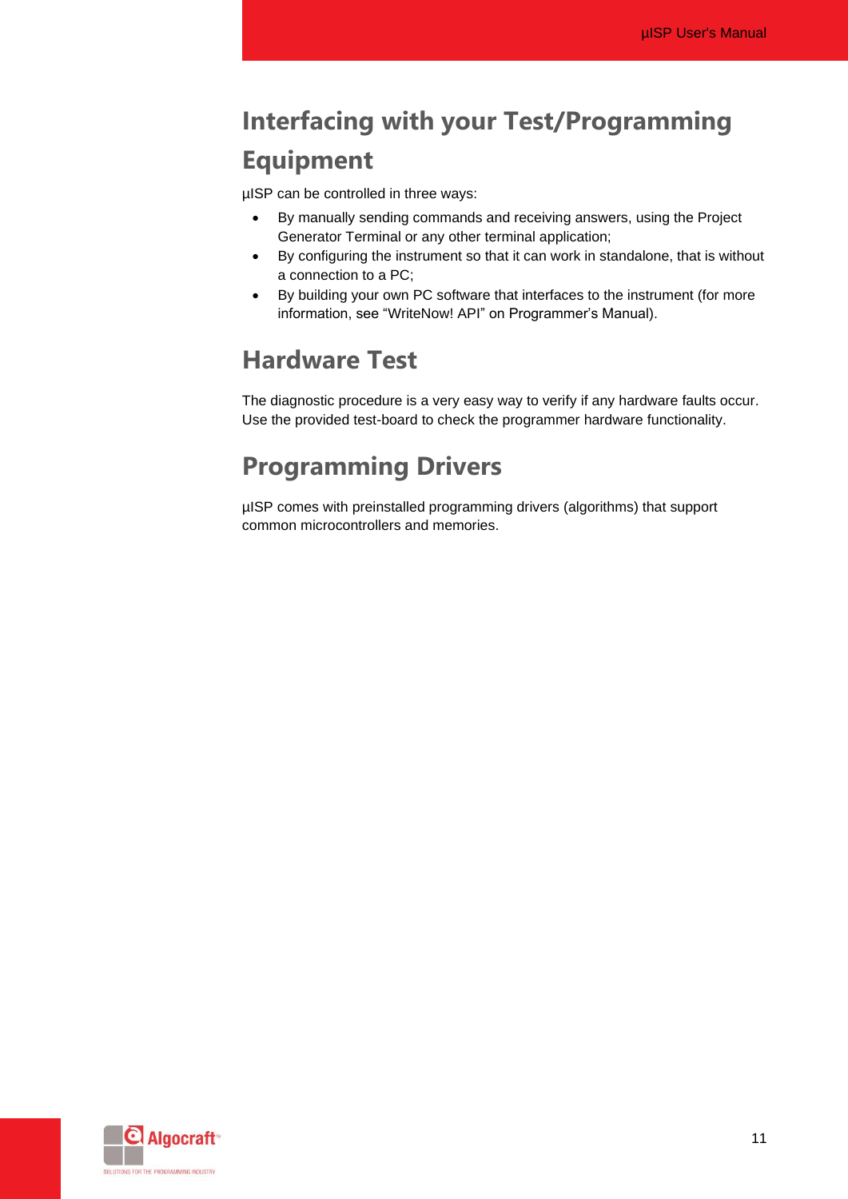# Interfacing with your Test/Programming Equipment

µISP can be controlled in three ways:

- By manually sending commands and receiving answers, using the Project Generator Terminal or any other terminal application;
- By configuring the instrument so that it can work in standalone, that is without a connection to a PC;
- By building your own PC software that interfaces to the instrument (for more information, see "WriteNow! API" on Programmer's Manual).

# Hardware Test

The diagnostic procedure is a very easy way to verify if any hardware faults occur. Use the provided test-board to check the programmer hardware functionality.

# Programming Drivers

µISP comes with preinstalled programming drivers (algorithms) that support common microcontrollers and memories.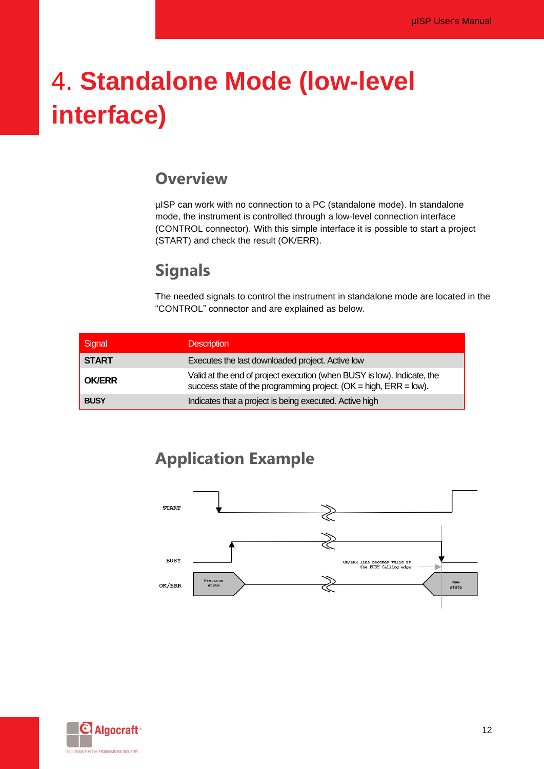# 4. Standalone Mode (low-level interface)

## Overview

µISP can work with no connection to a PC (standalone mode). In standalone mode, the instrument is controlled through a low-level connection interface (CONTROL connector). With this simple interface it is possible to start a project (START) and check the result (OK/ERR).

## Signals

The needed signals to control the instrument in standalone mode are located in the "CONTROL" connector and are explained as below.

| Signal | Description |
| --- | --- |
| **START** | Executes the last downloaded project. Active low |
| **OK/ERR** | Valid at the end of project execution (when BUSY is low). Indicate, the success state of the programming project. (OK = high, ERR = low). |
| **BUSY** | Indicates that a project is being executed. Active high |

## Application Example

START

BUSY

OK/ERR

Previous state

OK/ERR line becomes valid at the BUSY falling edge

New state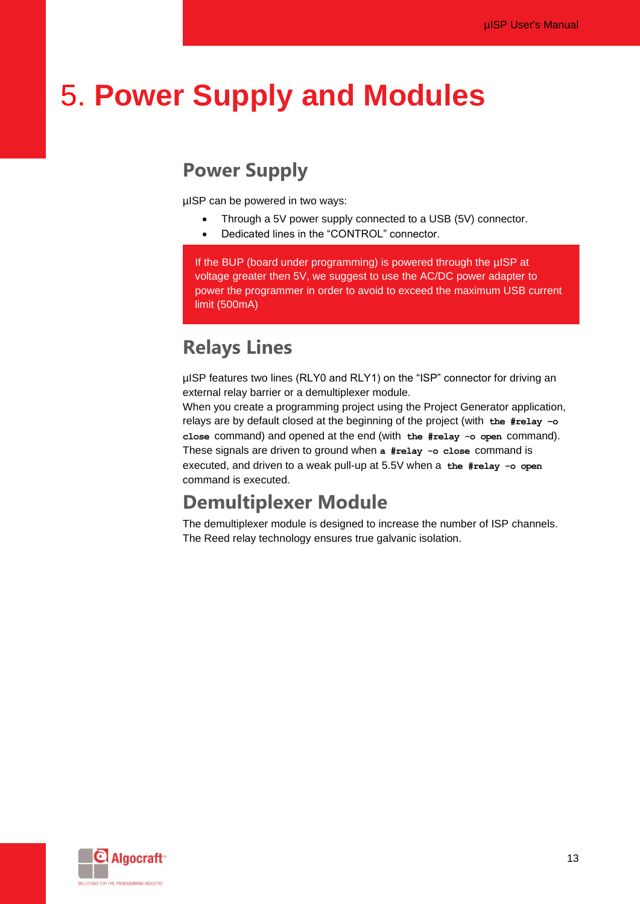# 5. Power Supply and Modules

## Power Supply

µISP can be powered in two ways:

- Through a 5V power supply connected to a USB (5V) connector.
- Dedicated lines in the “CONTROL” connector.

> If the BUP (board under programming) is powered through the µISP at voltage greater then 5V, we suggest to use the AC/DC power adapter to power the programmer in order to avoid to exceed the maximum USB current limit (500mA)

## Relays Lines

µISP features two lines (RLY0 and RLY1) on the “ISP” connector for driving an external relay barrier or a demultiplexer module.
When you create a programming project using the Project Generator application, relays are by default closed at the beginning of the project (with **`the #relay –o close`** command) and opened at the end (with **`the #relay -o open`** command). These signals are driven to ground when **`a #relay -o close`** command is executed, and driven to a weak pull-up at 5.5V when a **`the #relay -o open`** command is executed.

## Demultiplexer Module

The demultiplexer module is designed to increase the number of ISP channels. The Reed relay technology ensures true galvanic isolation.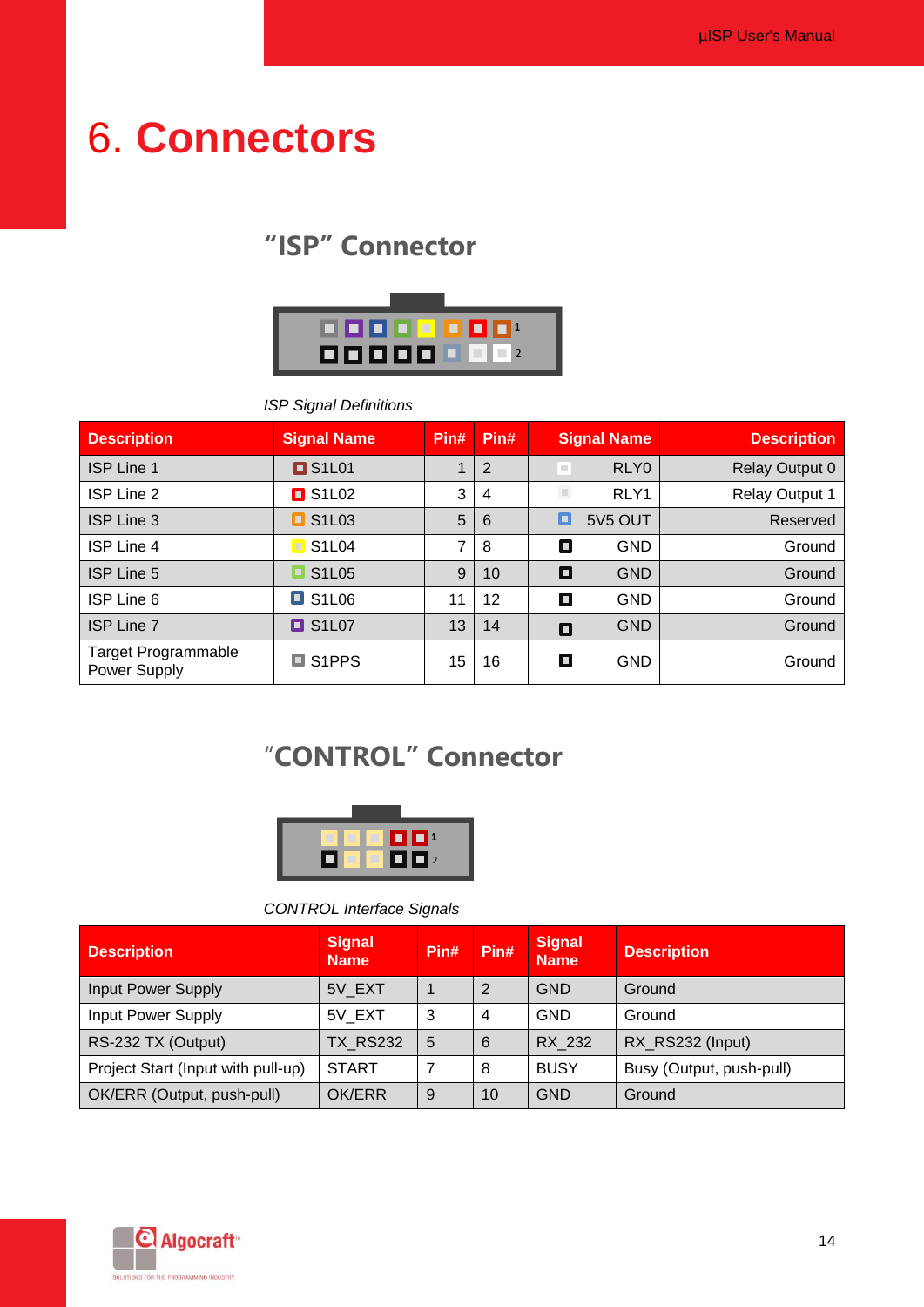# 6. Connectors

## "ISP" Connector

*ISP Signal Definitions*

| Description | Signal Name | Pin# | Pin# | Signal Name | Description |
|---|---|---|---|---|---|
| ISP Line 1 | S1L01 | 1 | 2 | RLY0 | Relay Output 0 |
| ISP Line 2 | S1L02 | 3 | 4 | RLY1 | Relay Output 1 |
| ISP Line 3 | S1L03 | 5 | 6 | 5V5 OUT | Reserved |
| ISP Line 4 | S1L04 | 7 | 8 | GND | Ground |
| ISP Line 5 | S1L05 | 9 | 10 | GND | Ground |
| ISP Line 6 | S1L06 | 11 | 12 | GND | Ground |
| ISP Line 7 | S1L07 | 13 | 14 | GND | Ground |
| Target Programmable Power Supply | S1PPS | 15 | 16 | GND | Ground |

## "CONTROL" Connector

*CONTROL Interface Signals*

| Description | Signal Name | Pin# | Pin# | Signal Name | Description |
|---|---|---|---|---|---|
| Input Power Supply | 5V_EXT | 1 | 2 | GND | Ground |
| Input Power Supply | 5V_EXT | 3 | 4 | GND | Ground |
| RS-232 TX (Output) | TX_RS232 | 5 | 6 | RX_232 | RX_RS232 (Input) |
| Project Start (Input with pull-up) | START | 7 | 8 | BUSY | Busy (Output, push-pull) |
| OK/ERR (Output, push-pull) | OK/ERR | 9 | 10 | GND | Ground |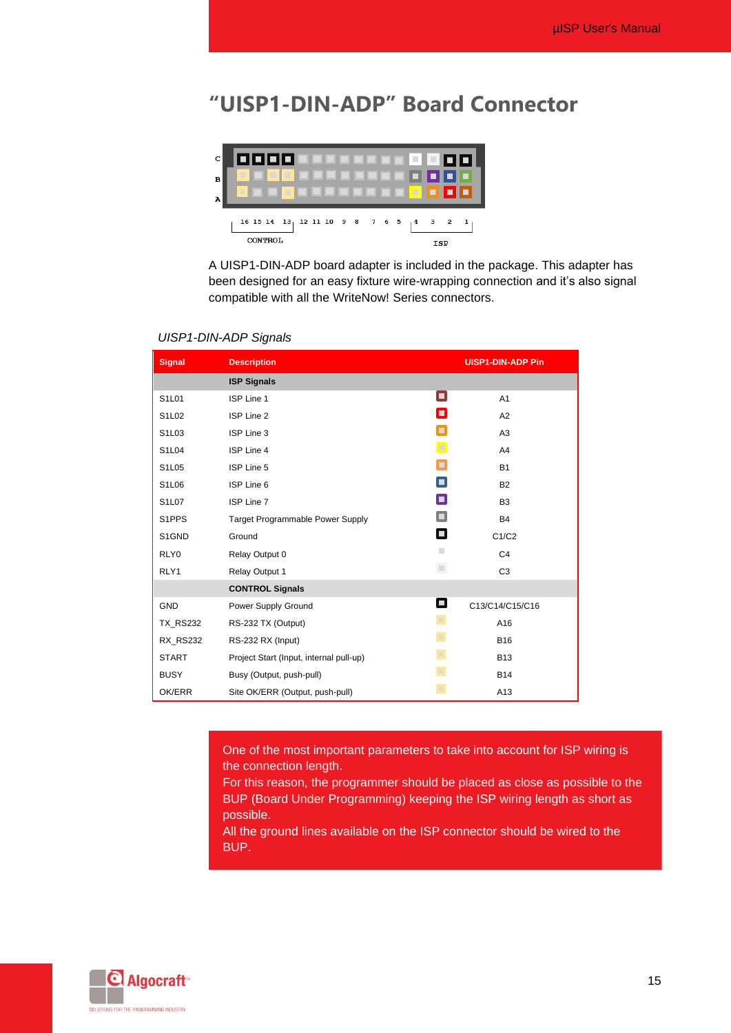# "UISP1-DIN-ADP" Board Connector

C
B
A

16 15 14 13 12 11 10 9 8 7 6 5 4 3 2 1

CONTROL ISP

A UISP1-DIN-ADP board adapter is included in the package. This adapter has been designed for an easy fixture wire-wrapping connection and it's also signal compatible with all the WriteNow! Series connectors.

*UISP1-DIN-ADP Signals*

| Signal | Description | UISP1-DIN-ADP Pin |
|---|---|---|
| | **ISP Signals** | |
| S1L01 | ISP Line 1 | A1 |
| S1L02 | ISP Line 2 | A2 |
| S1L03 | ISP Line 3 | A3 |
| S1L04 | ISP Line 4 | A4 |
| S1L05 | ISP Line 5 | B1 |
| S1L06 | ISP Line 6 | B2 |
| S1L07 | ISP Line 7 | B3 |
| S1PPS | Target Programmable Power Supply | B4 |
| S1GND | Ground | C1/C2 |
| RLY0 | Relay Output 0 | C4 |
| RLY1 | Relay Output 1 | C3 |
| | **CONTROL Signals** | |
| GND | Power Supply Ground | C13/C14/C15/C16 |
| TX_RS232 | RS-232 TX (Output) | A16 |
| RX_RS232 | RS-232 RX (Input) | B16 |
| START | Project Start (Input, internal pull-up) | B13 |
| BUSY | Busy (Output, push-pull) | B14 |
| OK/ERR | Site OK/ERR (Output, push-pull) | A13 |

One of the most important parameters to take into account for ISP wiring is the connection length.
For this reason, the programmer should be placed as close as possible to the BUP (Board Under Programming) keeping the ISP wiring length as short as possible.
All the ground lines available on the ISP connector should be wired to the BUP.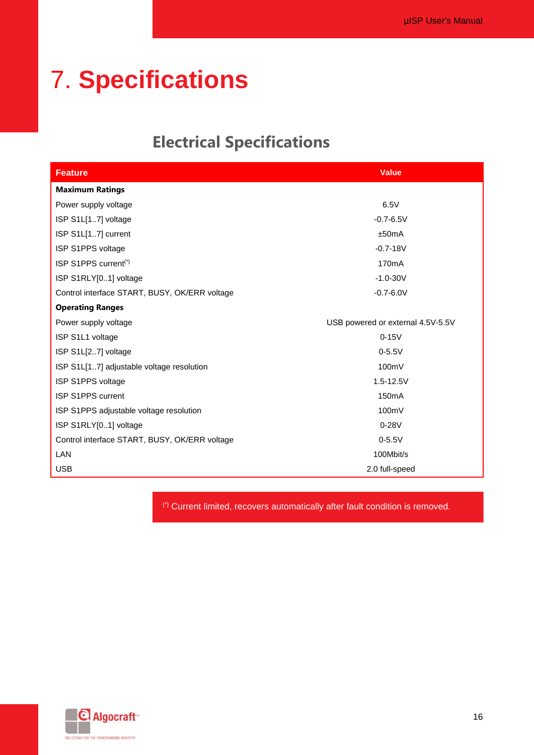# 7. Specifications

## Electrical Specifications

| Feature | Value |
|---|---|
| **Maximum Ratings** | |
| Power supply voltage | 6.5V |
| ISP S1L[1..7] voltage | -0.7-6.5V |
| ISP S1L[1..7] current | ±50mA |
| ISP S1PPS voltage | -0.7-18V |
| ISP S1PPS current(*) | 170mA |
| ISP S1RLY[0..1] voltage | -1.0-30V |
| Control interface START, BUSY, OK/ERR voltage | -0.7-6.0V |
| **Operating Ranges** | |
| Power supply voltage | USB powered or external 4.5V-5.5V |
| ISP S1L1 voltage | 0-15V |
| ISP S1L[2..7] voltage | 0-5.5V |
| ISP S1L[1..7] adjustable voltage resolution | 100mV |
| ISP S1PPS voltage | 1.5-12.5V |
| ISP S1PPS current | 150mA |
| ISP S1PPS adjustable voltage resolution | 100mV |
| ISP S1RLY[0..1] voltage | 0-28V |
| Control interface START, BUSY, OK/ERR voltage | 0-5.5V |
| LAN | 100Mbit/s |
| USB | 2.0 full-speed |

(*) Current limited, recovers automatically after fault condition is removed.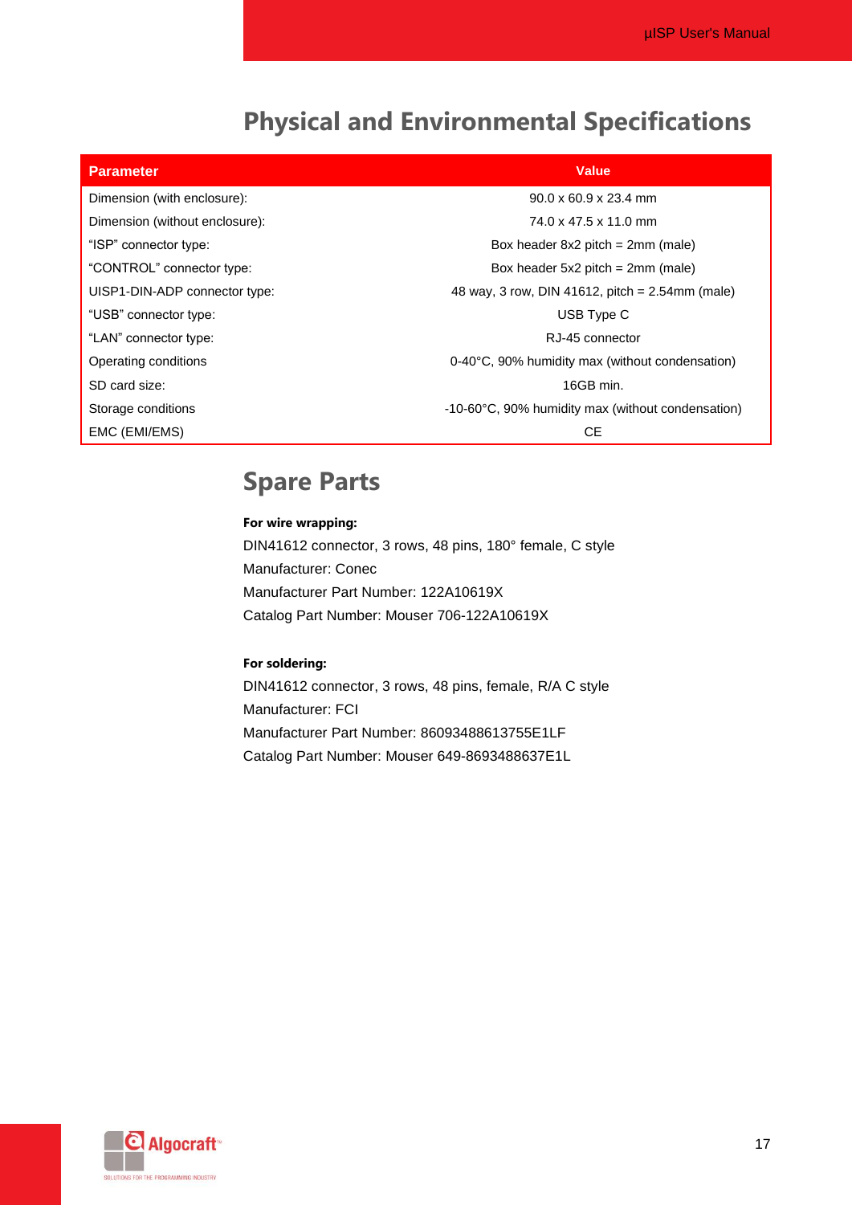# Physical and Environmental Specifications

| Parameter | Value |
| --- | --- |
| Dimension (with enclosure): | 90.0 x 60.9 x 23.4 mm |
| Dimension (without enclosure): | 74.0 x 47.5 x 11.0 mm |
| “ISP” connector type: | Box header 8x2 pitch = 2mm (male) |
| “CONTROL” connector type: | Box header 5x2 pitch = 2mm (male) |
| UISP1-DIN-ADP connector type: | 48 way, 3 row, DIN 41612, pitch = 2.54mm (male) |
| “USB” connector type: | USB Type C |
| “LAN” connector type: | RJ-45 connector |
| Operating conditions | 0-40°C, 90% humidity max (without condensation) |
| SD card size: | 16GB min. |
| Storage conditions | -10-60°C, 90% humidity max (without condensation) |
| EMC (EMI/EMS) | CE |

# Spare Parts

**For wire wrapping:**

DIN41612 connector, 3 rows, 48 pins, 180° female, C style

Manufacturer: Conec

Manufacturer Part Number: 122A10619X

Catalog Part Number: Mouser 706-122A10619X

**For soldering:**

DIN41612 connector, 3 rows, 48 pins, female, R/A C style

Manufacturer: FCI

Manufacturer Part Number: 86093488613755E1LF

Catalog Part Number: Mouser 649-8693488637E1L